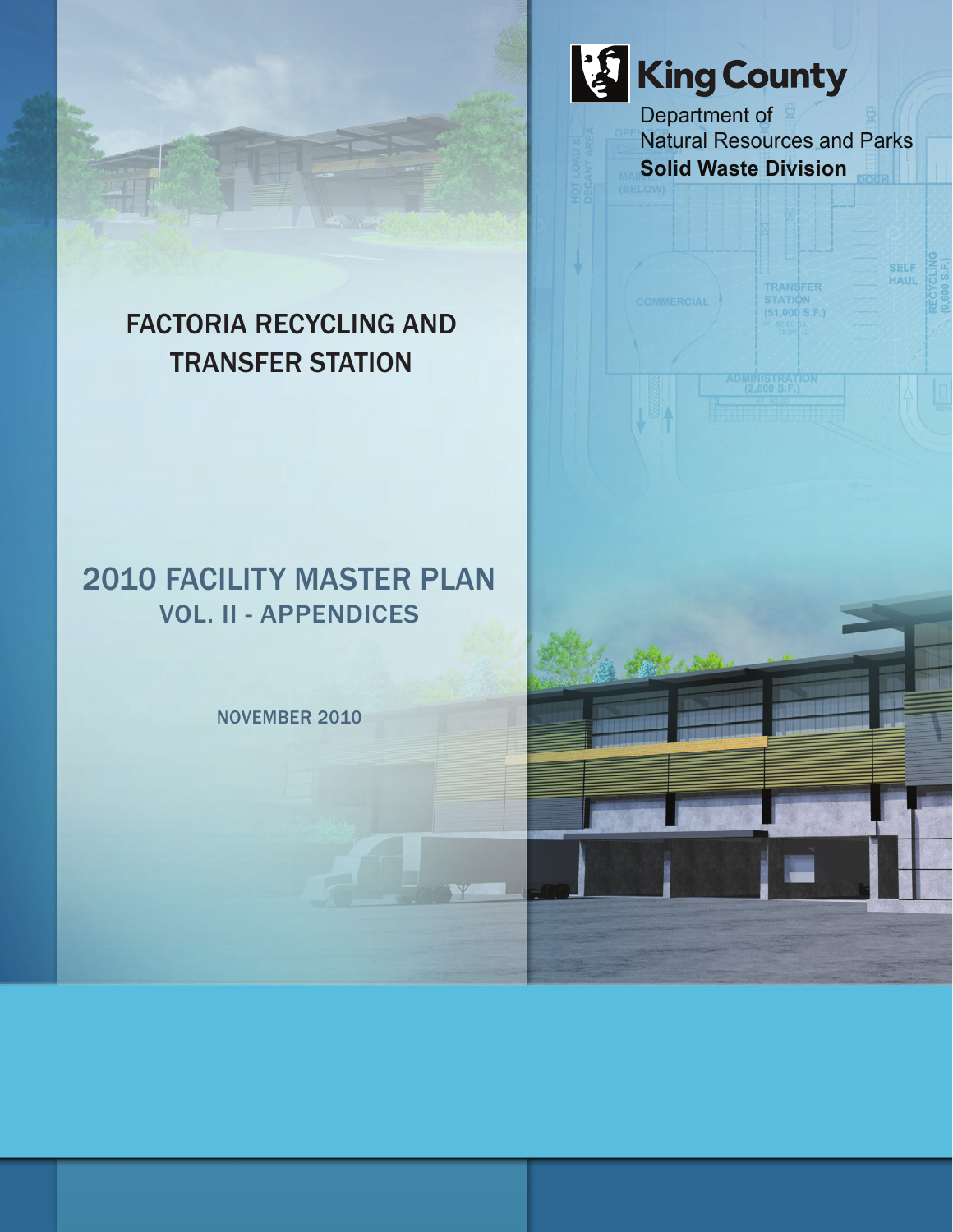King County

Department of Natural Resources and Parks
**Solid Waste Division**

# FACTORIA RECYCLING AND TRANSFER STATION

# 2010 FACILITY MASTER PLAN
## VOL. II - APPENDICES

NOVEMBER 2010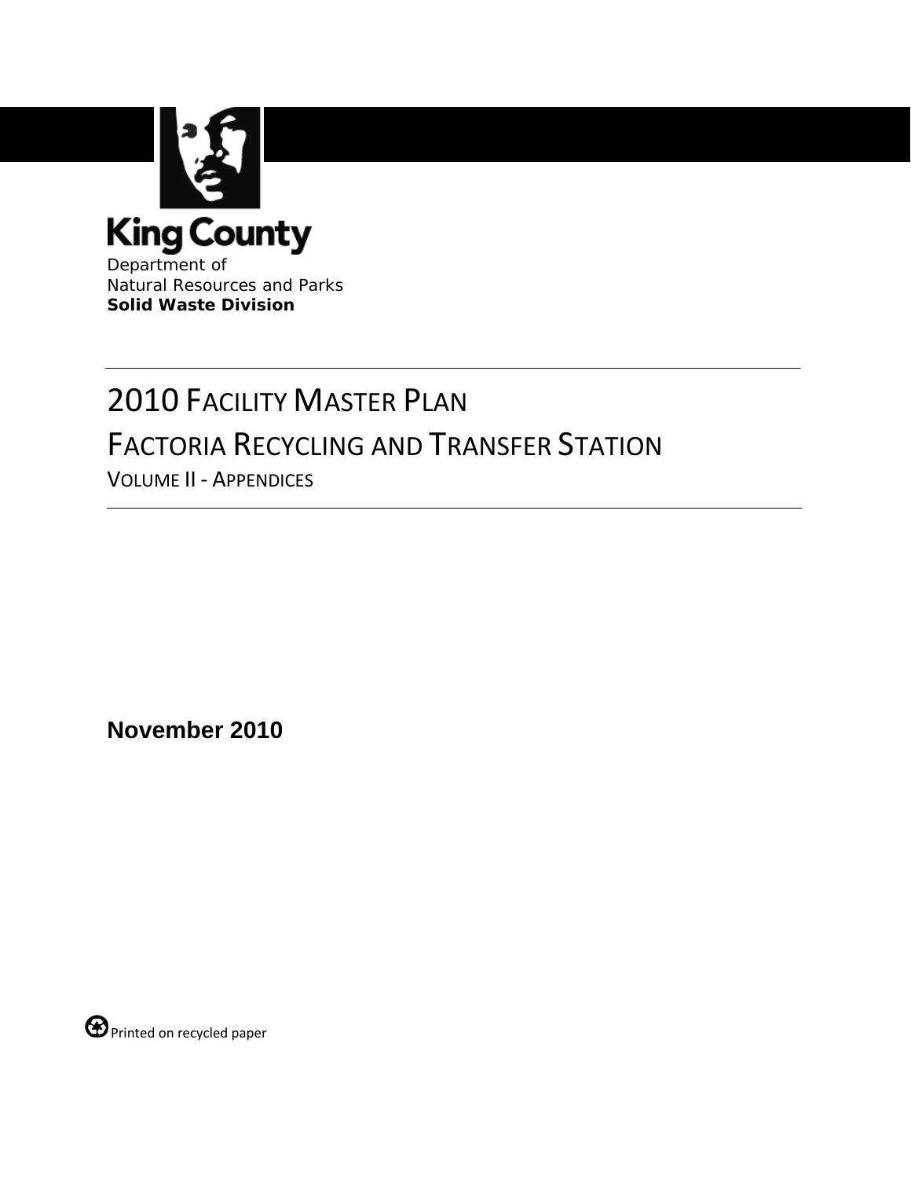King County

Department of
Natural Resources and Parks
**Solid Waste Division**

# 2010 Facility Master Plan
# Factoria Recycling and Transfer Station
## Volume II - Appendices

**November 2010**

Printed on recycled paper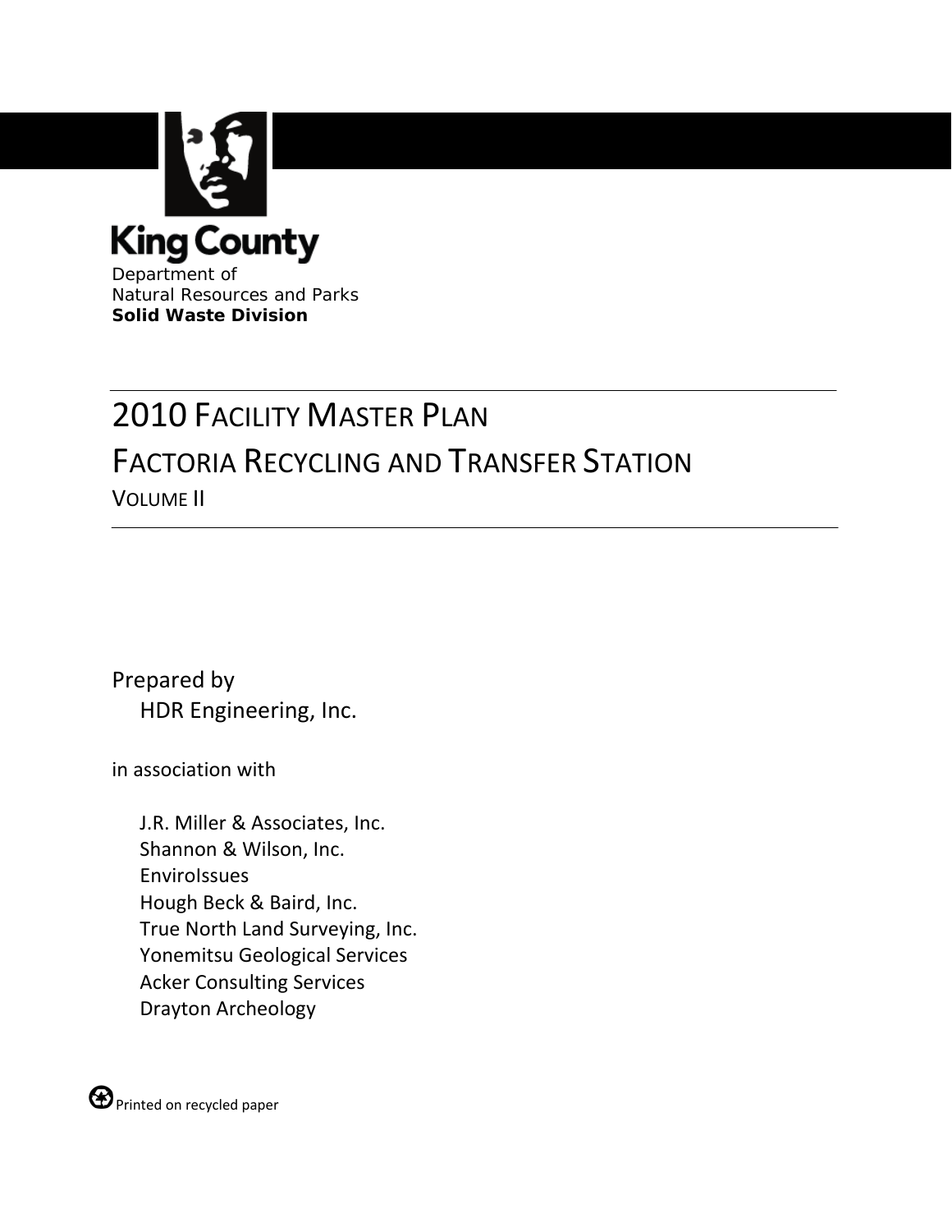King County

Department of
Natural Resources and Parks
**Solid Waste Division**

# 2010 Facility Master Plan
# Factoria Recycling and Transfer Station
## Volume II

Prepared by
HDR Engineering, Inc.

in association with

J.R. Miller & Associates, Inc.
Shannon & Wilson, Inc.
EnviroIssues
Hough Beck & Baird, Inc.
True North Land Surveying, Inc.
Yonemitsu Geological Services
Acker Consulting Services
Drayton Archeology

Printed on recycled paper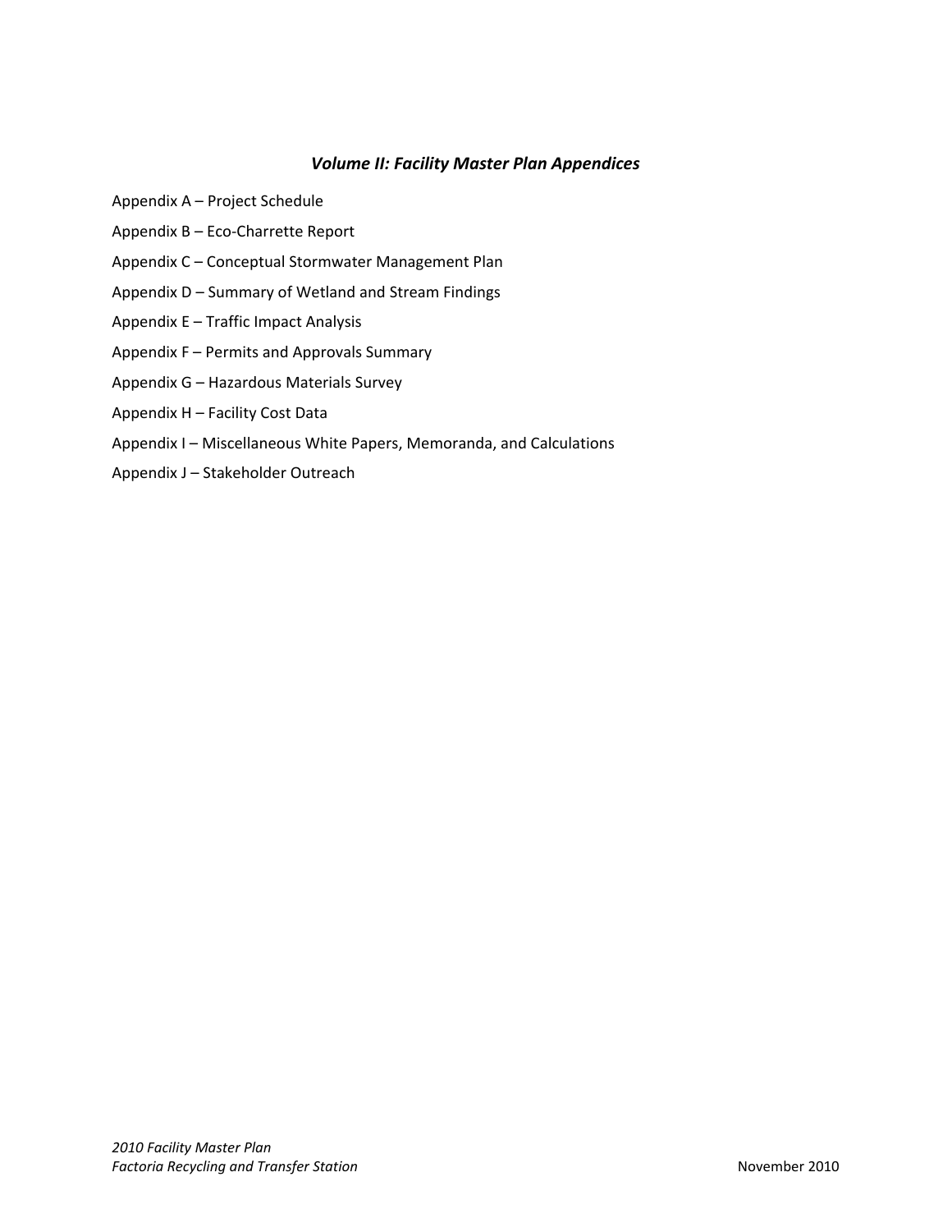## *Volume II: Facility Master Plan Appendices*

Appendix A – Project Schedule

Appendix B – Eco-Charrette Report

Appendix C – Conceptual Stormwater Management Plan

Appendix D – Summary of Wetland and Stream Findings

Appendix E – Traffic Impact Analysis

Appendix F – Permits and Approvals Summary

Appendix G – Hazardous Materials Survey

Appendix H – Facility Cost Data

Appendix I – Miscellaneous White Papers, Memoranda, and Calculations

Appendix J – Stakeholder Outreach